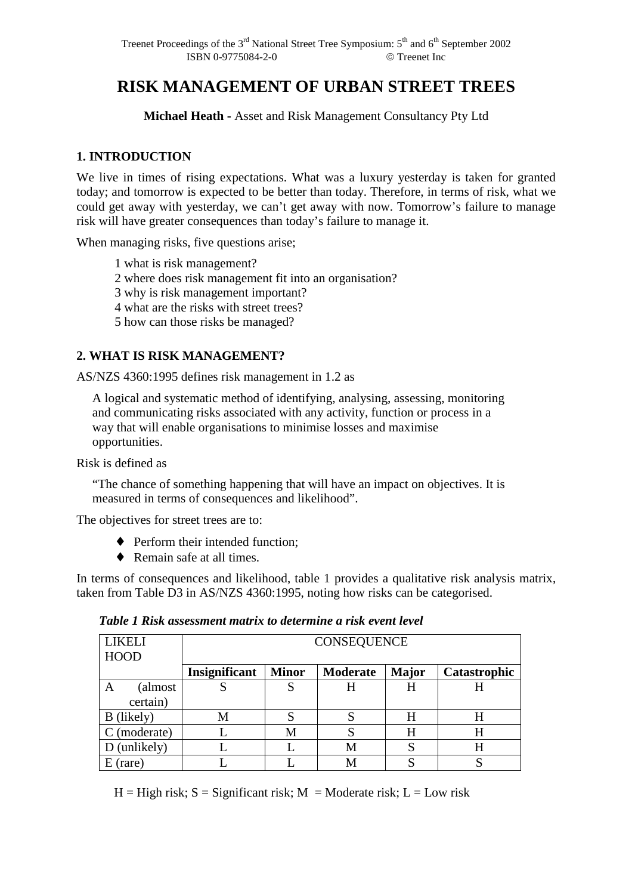Treenet Proceedings of the 3rd National Street Tree Symposium: 5th and 6th September 2002
ISBN 0-9775084-2-0 © Treenet Inc

# RISK MANAGEMENT OF URBAN STREET TREES

**Michael Heath -** Asset and Risk Management Consultancy Pty Ltd

## 1. INTRODUCTION

We live in times of rising expectations. What was a luxury yesterday is taken for granted today; and tomorrow is expected to be better than today. Therefore, in terms of risk, what we could get away with yesterday, we can't get away with now. Tomorrow's failure to manage risk will have greater consequences than today's failure to manage it.

When managing risks, five questions arise;

1. what is risk management?
2. where does risk management fit into an organisation?
3. why is risk management important?
4. what are the risks with street trees?
5. how can those risks be managed?

## 2. WHAT IS RISK MANAGEMENT?

AS/NZS 4360:1995 defines risk management in 1.2 as

> A logical and systematic method of identifying, analysing, assessing, monitoring and communicating risks associated with any activity, function or process in a way that will enable organisations to minimise losses and maximise opportunities.

Risk is defined as

> "The chance of something happening that will have an impact on objectives. It is measured in terms of consequences and likelihood".

The objectives for street trees are to:

- Perform their intended function;
- Remain safe at all times.

In terms of consequences and likelihood, table 1 provides a qualitative risk analysis matrix, taken from Table D3 in AS/NZS 4360:1995, noting how risks can be categorised.

***Table 1 Risk assessment matrix to determine a risk event level***

| LIKELIHOOD | CONSEQUENCE | | | | |
|---|---|---|---|---|---|
| | **Insignificant** | **Minor** | **Moderate** | **Major** | **Catastrophic** |
| A (almost certain) | S | S | H | H | H |
| B (likely) | M | S | S | H | H |
| C (moderate) | L | M | S | H | H |
| D (unlikely) | L | L | M | S | H |
| E (rare) | L | L | M | S | S |

H = High risk; S = Significant risk; M = Moderate risk; L = Low risk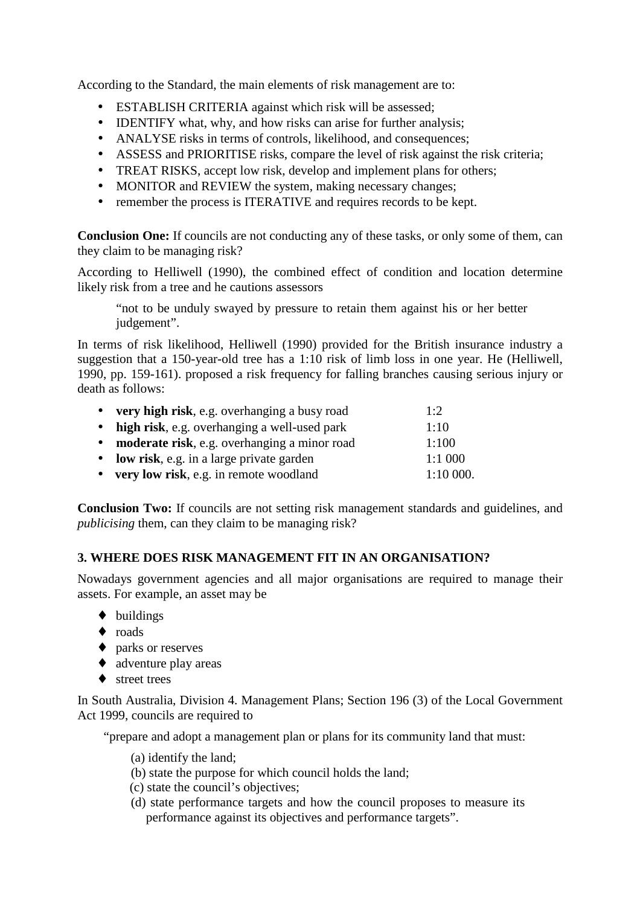According to the Standard, the main elements of risk management are to:

- ESTABLISH CRITERIA against which risk will be assessed;
- IDENTIFY what, why, and how risks can arise for further analysis;
- ANALYSE risks in terms of controls, likelihood, and consequences;
- ASSESS and PRIORITISE risks, compare the level of risk against the risk criteria;
- TREAT RISKS, accept low risk, develop and implement plans for others;
- MONITOR and REVIEW the system, making necessary changes;
- remember the process is ITERATIVE and requires records to be kept.

**Conclusion One:** If councils are not conducting any of these tasks, or only some of them, can they claim to be managing risk?

According to Helliwell (1990), the combined effect of condition and location determine likely risk from a tree and he cautions assessors

> "not to be unduly swayed by pressure to retain them against his or her better judgement".

In terms of risk likelihood, Helliwell (1990) provided for the British insurance industry a suggestion that a 150-year-old tree has a 1:10 risk of limb loss in one year. He (Helliwell, 1990, pp. 159-161). proposed a risk frequency for falling branches causing serious injury or death as follows:

- **very high risk**, e.g. overhanging a busy road 1:2
- **high risk**, e.g. overhanging a well-used park 1:10
- **moderate risk**, e.g. overhanging a minor road 1:100
- **low risk**, e.g. in a large private garden 1:1 000
- **very low risk**, e.g. in remote woodland 1:10 000.

**Conclusion Two:** If councils are not setting risk management standards and guidelines, and *publicising* them, can they claim to be managing risk?

## 3. WHERE DOES RISK MANAGEMENT FIT IN AN ORGANISATION?

Nowadays government agencies and all major organisations are required to manage their assets. For example, an asset may be

- buildings
- roads
- parks or reserves
- adventure play areas
- street trees

In South Australia, Division 4. Management Plans; Section 196 (3) of the Local Government Act 1999, councils are required to

> "prepare and adopt a management plan or plans for its community land that must:
>
> (a) identify the land;
> (b) state the purpose for which council holds the land;
> (c) state the council's objectives;
> (d) state performance targets and how the council proposes to measure its performance against its objectives and performance targets".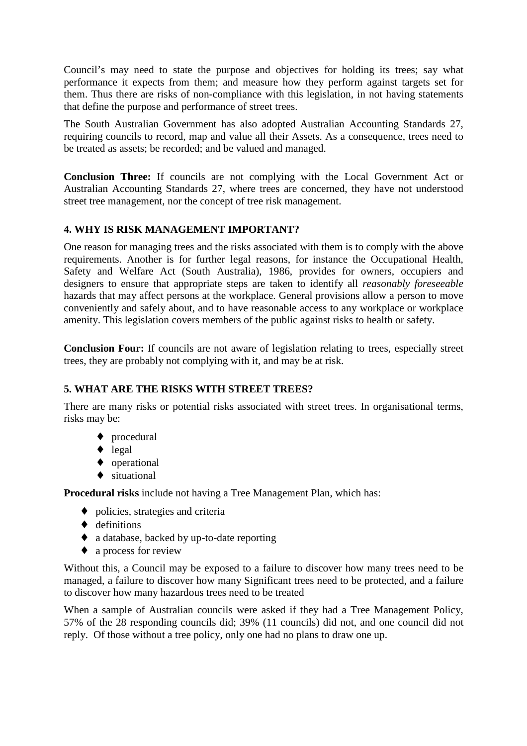Council's may need to state the purpose and objectives for holding its trees; say what performance it expects from them; and measure how they perform against targets set for them. Thus there are risks of non-compliance with this legislation, in not having statements that define the purpose and performance of street trees.

The South Australian Government has also adopted Australian Accounting Standards 27, requiring councils to record, map and value all their Assets. As a consequence, trees need to be treated as assets; be recorded; and be valued and managed.

**Conclusion Three:** If councils are not complying with the Local Government Act or Australian Accounting Standards 27, where trees are concerned, they have not understood street tree management, nor the concept of tree risk management.

## 4. WHY IS RISK MANAGEMENT IMPORTANT?

One reason for managing trees and the risks associated with them is to comply with the above requirements. Another is for further legal reasons, for instance the Occupational Health, Safety and Welfare Act (South Australia), 1986, provides for owners, occupiers and designers to ensure that appropriate steps are taken to identify all *reasonably foreseeable* hazards that may affect persons at the workplace. General provisions allow a person to move conveniently and safely about, and to have reasonable access to any workplace or workplace amenity. This legislation covers members of the public against risks to health or safety.

**Conclusion Four:** If councils are not aware of legislation relating to trees, especially street trees, they are probably not complying with it, and may be at risk.

## 5. WHAT ARE THE RISKS WITH STREET TREES?

There are many risks or potential risks associated with street trees. In organisational terms, risks may be:

- procedural
- legal
- operational
- situational

**Procedural risks** include not having a Tree Management Plan, which has:

- policies, strategies and criteria
- definitions
- a database, backed by up-to-date reporting
- a process for review

Without this, a Council may be exposed to a failure to discover how many trees need to be managed, a failure to discover how many Significant trees need to be protected, and a failure to discover how many hazardous trees need to be treated

When a sample of Australian councils were asked if they had a Tree Management Policy, 57% of the 28 responding councils did; 39% (11 councils) did not, and one council did not reply. Of those without a tree policy, only one had no plans to draw one up.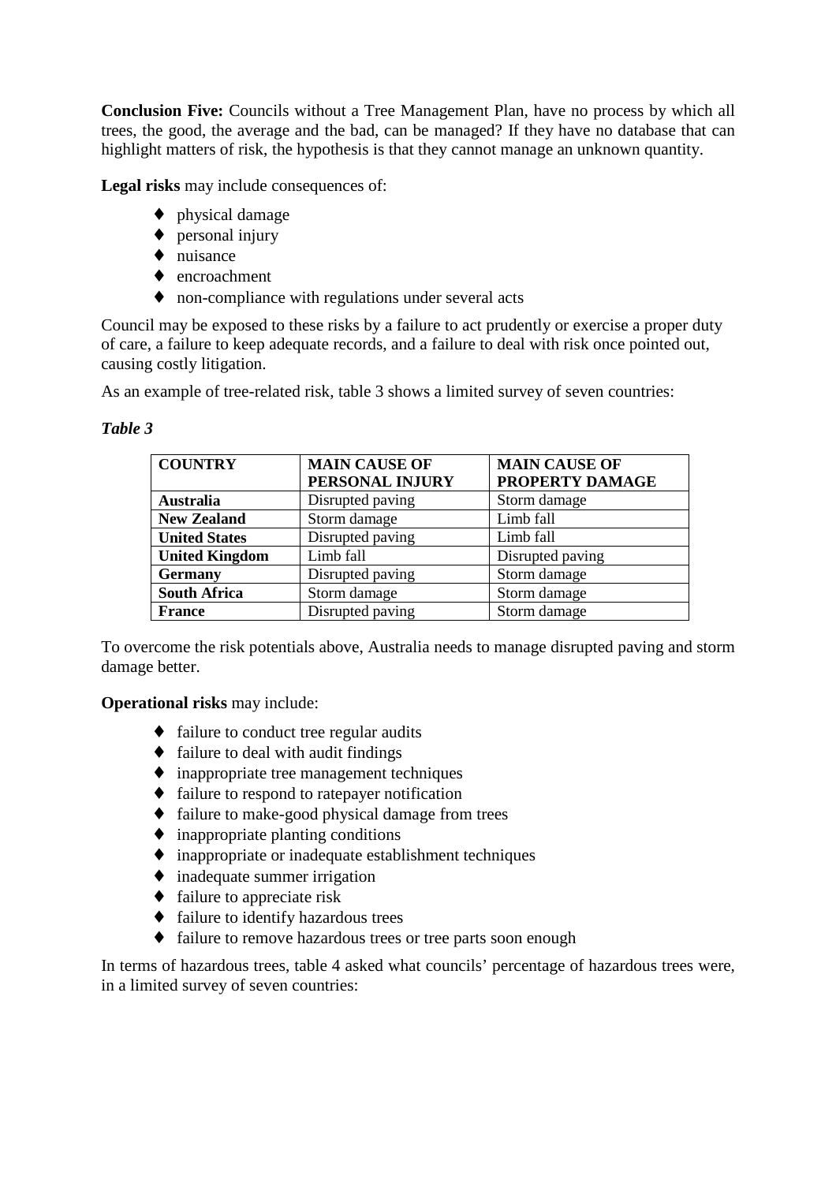**Conclusion Five:** Councils without a Tree Management Plan, have no process by which all trees, the good, the average and the bad, can be managed? If they have no database that can highlight matters of risk, the hypothesis is that they cannot manage an unknown quantity.

**Legal risks** may include consequences of:

- physical damage
- personal injury
- nuisance
- encroachment
- non-compliance with regulations under several acts

Council may be exposed to these risks by a failure to act prudently or exercise a proper duty of care, a failure to keep adequate records, and a failure to deal with risk once pointed out, causing costly litigation.

As an example of tree-related risk, table 3 shows a limited survey of seven countries:

***Table 3***

| COUNTRY | MAIN CAUSE OF PERSONAL INJURY | MAIN CAUSE OF PROPERTY DAMAGE |
|---|---|---|
| **Australia** | Disrupted paving | Storm damage |
| **New Zealand** | Storm damage | Limb fall |
| **United States** | Disrupted paving | Limb fall |
| **United Kingdom** | Limb fall | Disrupted paving |
| **Germany** | Disrupted paving | Storm damage |
| **South Africa** | Storm damage | Storm damage |
| **France** | Disrupted paving | Storm damage |

To overcome the risk potentials above, Australia needs to manage disrupted paving and storm damage better.

**Operational risks** may include:

- failure to conduct tree regular audits
- failure to deal with audit findings
- inappropriate tree management techniques
- failure to respond to ratepayer notification
- failure to make-good physical damage from trees
- inappropriate planting conditions
- inappropriate or inadequate establishment techniques
- inadequate summer irrigation
- failure to appreciate risk
- failure to identify hazardous trees
- failure to remove hazardous trees or tree parts soon enough

In terms of hazardous trees, table 4 asked what councils' percentage of hazardous trees were, in a limited survey of seven countries: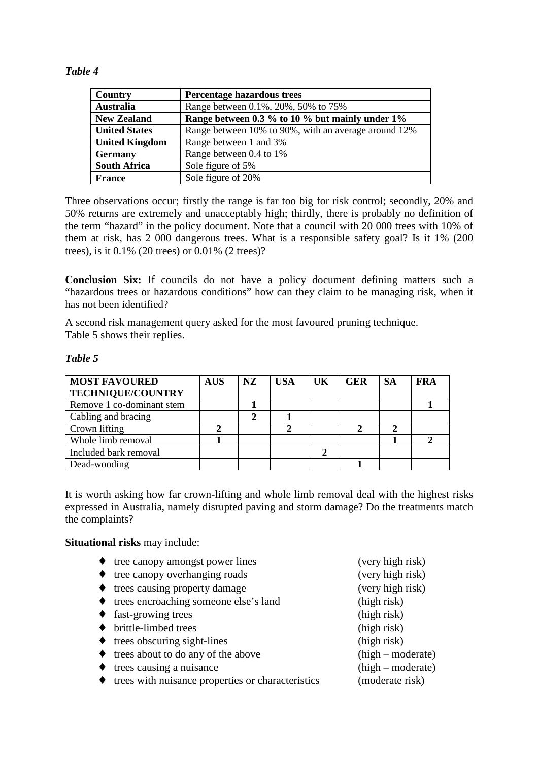*Table 4*

| Country | Percentage hazardous trees |
|---|---|
| **Australia** | Range between 0.1%, 20%, 50% to 75% |
| **New Zealand** | **Range between 0.3 % to 10 % but mainly under 1%** |
| **United States** | Range between 10% to 90%, with an average around 12% |
| **United Kingdom** | Range between 1 and 3% |
| **Germany** | Range between 0.4 to 1% |
| **South Africa** | Sole figure of 5% |
| **France** | Sole figure of 20% |

Three observations occur; firstly the range is far too big for risk control; secondly, 20% and 50% returns are extremely and unacceptably high; thirdly, there is probably no definition of the term "hazard" in the policy document. Note that a council with 20 000 trees with 10% of them at risk, has 2 000 dangerous trees. What is a responsible safety goal? Is it 1% (200 trees), is it 0.1% (20 trees) or 0.01% (2 trees)?

**Conclusion Six:** If councils do not have a policy document defining matters such a "hazardous trees or hazardous conditions" how can they claim to be managing risk, when it has not been identified?

A second risk management query asked for the most favoured pruning technique.
Table 5 shows their replies.

*Table 5*

| MOST FAVOURED TECHNIQUE/COUNTRY | AUS | NZ | USA | UK | GER | SA | FRA |
|---|---|---|---|---|---|---|---|
| Remove 1 co-dominant stem | | 1 | | | | | 1 |
| Cabling and bracing | | 2 | 1 | | | | |
| Crown lifting | 2 | | 2 | | 2 | 2 | |
| Whole limb removal | 1 | | | | | 1 | 2 |
| Included bark removal | | | | 2 | | | |
| Dead-wooding | | | | | 1 | | |

It is worth asking how far crown-lifting and whole limb removal deal with the highest risks expressed in Australia, namely disrupted paving and storm damage? Do the treatments match the complaints?

**Situational risks** may include:

- tree canopy amongst power lines (very high risk)
- tree canopy overhanging roads (very high risk)
- trees causing property damage (very high risk)
- trees encroaching someone else's land (high risk)
- fast-growing trees (high risk)
- brittle-limbed trees (high risk)
- trees obscuring sight-lines (high risk)
- trees about to do any of the above (high – moderate)
- trees causing a nuisance (high – moderate)
- trees with nuisance properties or characteristics (moderate risk)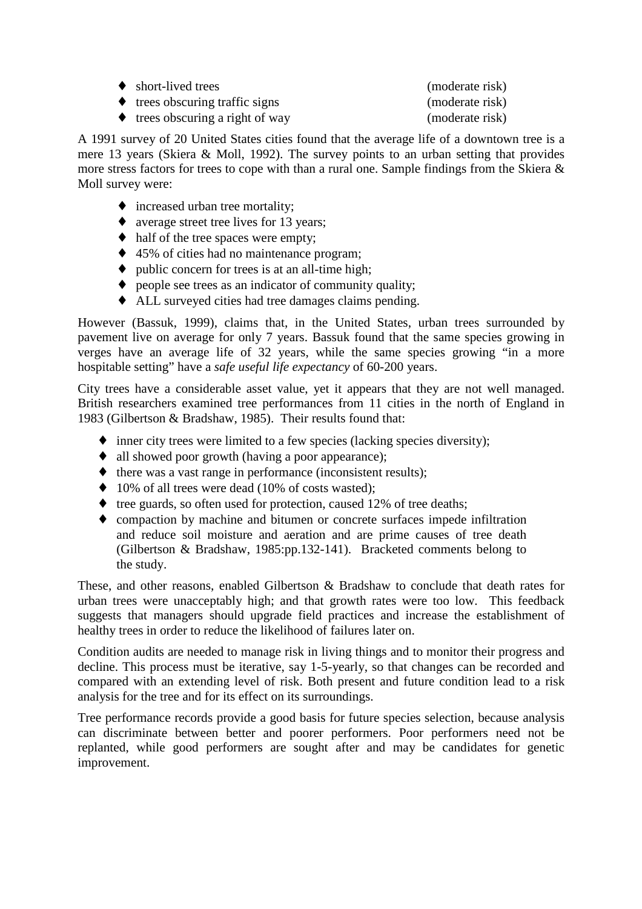- short-lived trees (moderate risk)
- trees obscuring traffic signs (moderate risk)
- trees obscuring a right of way (moderate risk)

A 1991 survey of 20 United States cities found that the average life of a downtown tree is a mere 13 years (Skiera & Moll, 1992). The survey points to an urban setting that provides more stress factors for trees to cope with than a rural one. Sample findings from the Skiera & Moll survey were:

- increased urban tree mortality;
- average street tree lives for 13 years;
- half of the tree spaces were empty;
- 45% of cities had no maintenance program;
- public concern for trees is at an all-time high;
- people see trees as an indicator of community quality;
- ALL surveyed cities had tree damages claims pending.

However (Bassuk, 1999), claims that, in the United States, urban trees surrounded by pavement live on average for only 7 years. Bassuk found that the same species growing in verges have an average life of 32 years, while the same species growing "in a more hospitable setting" have a *safe useful life expectancy* of 60-200 years.

City trees have a considerable asset value, yet it appears that they are not well managed. British researchers examined tree performances from 11 cities in the north of England in 1983 (Gilbertson & Bradshaw, 1985). Their results found that:

- inner city trees were limited to a few species (lacking species diversity);
- all showed poor growth (having a poor appearance);
- there was a vast range in performance (inconsistent results);
- 10% of all trees were dead (10% of costs wasted);
- tree guards, so often used for protection, caused 12% of tree deaths;
- compaction by machine and bitumen or concrete surfaces impede infiltration and reduce soil moisture and aeration and are prime causes of tree death (Gilbertson & Bradshaw, 1985:pp.132-141). Bracketed comments belong to the study.

These, and other reasons, enabled Gilbertson & Bradshaw to conclude that death rates for urban trees were unacceptably high; and that growth rates were too low. This feedback suggests that managers should upgrade field practices and increase the establishment of healthy trees in order to reduce the likelihood of failures later on.

Condition audits are needed to manage risk in living things and to monitor their progress and decline. This process must be iterative, say 1-5-yearly, so that changes can be recorded and compared with an extending level of risk. Both present and future condition lead to a risk analysis for the tree and for its effect on its surroundings.

Tree performance records provide a good basis for future species selection, because analysis can discriminate between better and poorer performers. Poor performers need not be replanted, while good performers are sought after and may be candidates for genetic improvement.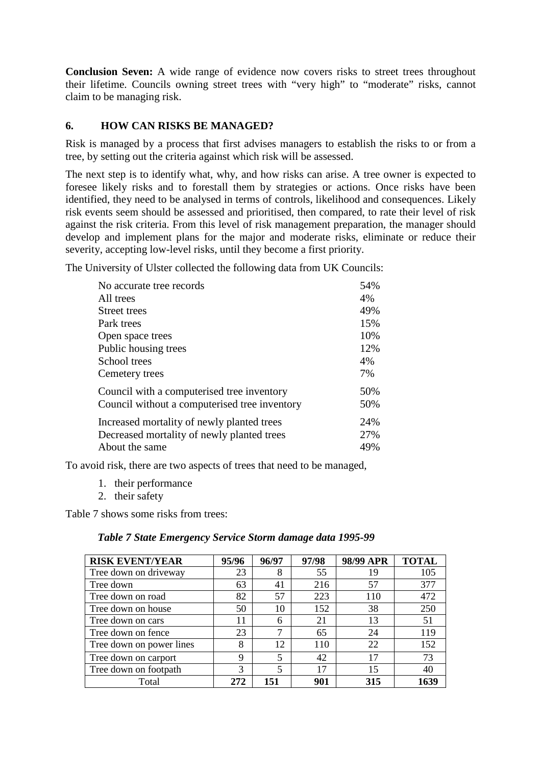**Conclusion Seven:** A wide range of evidence now covers risks to street trees throughout their lifetime. Councils owning street trees with "very high" to "moderate" risks, cannot claim to be managing risk.

## 6. HOW CAN RISKS BE MANAGED?

Risk is managed by a process that first advises managers to establish the risks to or from a tree, by setting out the criteria against which risk will be assessed.

The next step is to identify what, why, and how risks can arise. A tree owner is expected to foresee likely risks and to forestall them by strategies or actions. Once risks have been identified, they need to be analysed in terms of controls, likelihood and consequences. Likely risk events seem should be assessed and prioritised, then compared, to rate their level of risk against the risk criteria. From this level of risk management preparation, the manager should develop and implement plans for the major and moderate risks, eliminate or reduce their severity, accepting low-level risks, until they become a first priority.

The University of Ulster collected the following data from UK Councils:

| | |
|---|---|
| No accurate tree records | 54% |
| All trees | 4% |
| Street trees | 49% |
| Park trees | 15% |
| Open space trees | 10% |
| Public housing trees | 12% |
| School trees | 4% |
| Cemetery trees | 7% |
| Council with a computerised tree inventory | 50% |
| Council without a computerised tree inventory | 50% |
| Increased mortality of newly planted trees | 24% |
| Decreased mortality of newly planted trees | 27% |
| About the same | 49% |

To avoid risk, there are two aspects of trees that need to be managed,

1. their performance
2. their safety

Table 7 shows some risks from trees:

*Table 7 State Emergency Service Storm damage data 1995-99*

| RISK EVENT/YEAR | 95/96 | 96/97 | 97/98 | 98/99 APR | TOTAL |
|---|---|---|---|---|---|
| Tree down on driveway | 23 | 8 | 55 | 19 | 105 |
| Tree down | 63 | 41 | 216 | 57 | 377 |
| Tree down on road | 82 | 57 | 223 | 110 | 472 |
| Tree down on house | 50 | 10 | 152 | 38 | 250 |
| Tree down on cars | 11 | 6 | 21 | 13 | 51 |
| Tree down on fence | 23 | 7 | 65 | 24 | 119 |
| Tree down on power lines | 8 | 12 | 110 | 22 | 152 |
| Tree down on carport | 9 | 5 | 42 | 17 | 73 |
| Tree down on footpath | 3 | 5 | 17 | 15 | 40 |
| Total | **272** | **151** | **901** | **315** | **1639** |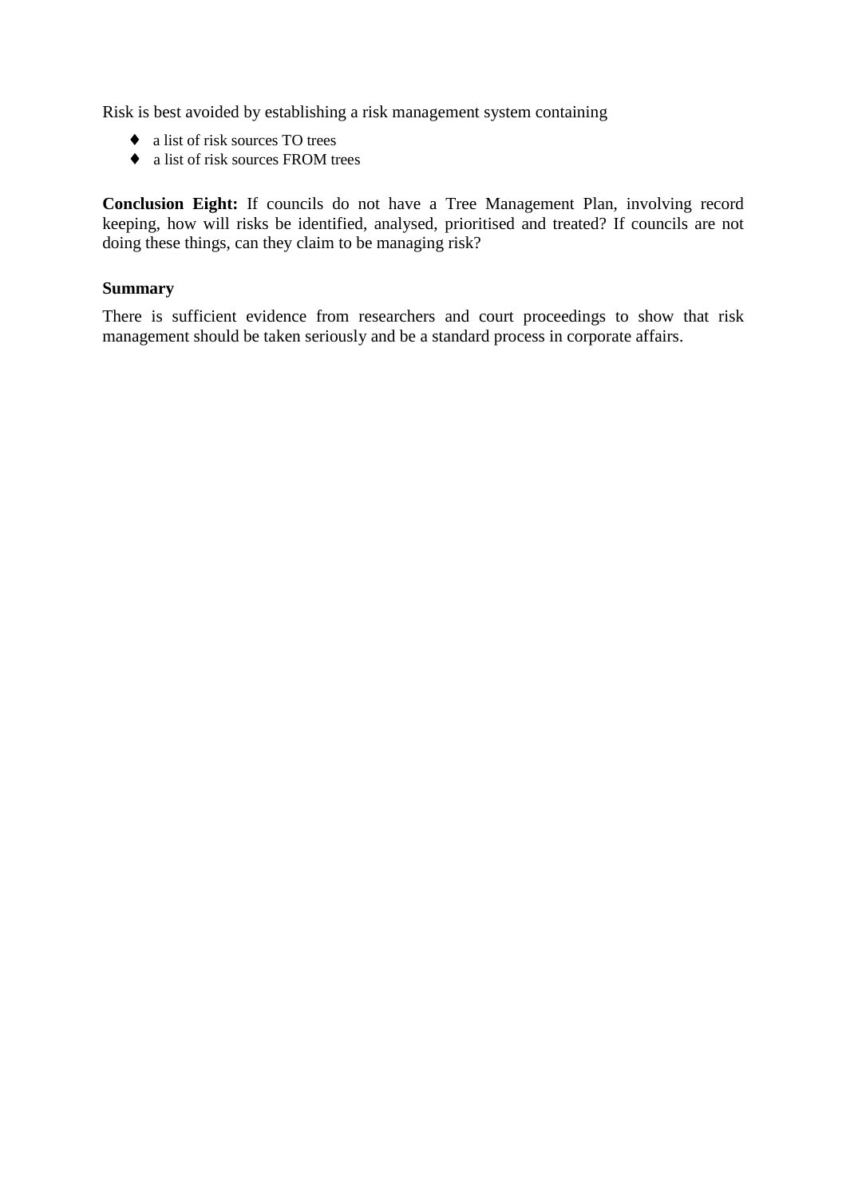Risk is best avoided by establishing a risk management system containing

- a list of risk sources TO trees
- a list of risk sources FROM trees

**Conclusion Eight:** If councils do not have a Tree Management Plan, involving record keeping, how will risks be identified, analysed, prioritised and treated? If councils are not doing these things, can they claim to be managing risk?

### Summary

There is sufficient evidence from researchers and court proceedings to show that risk management should be taken seriously and be a standard process in corporate affairs.